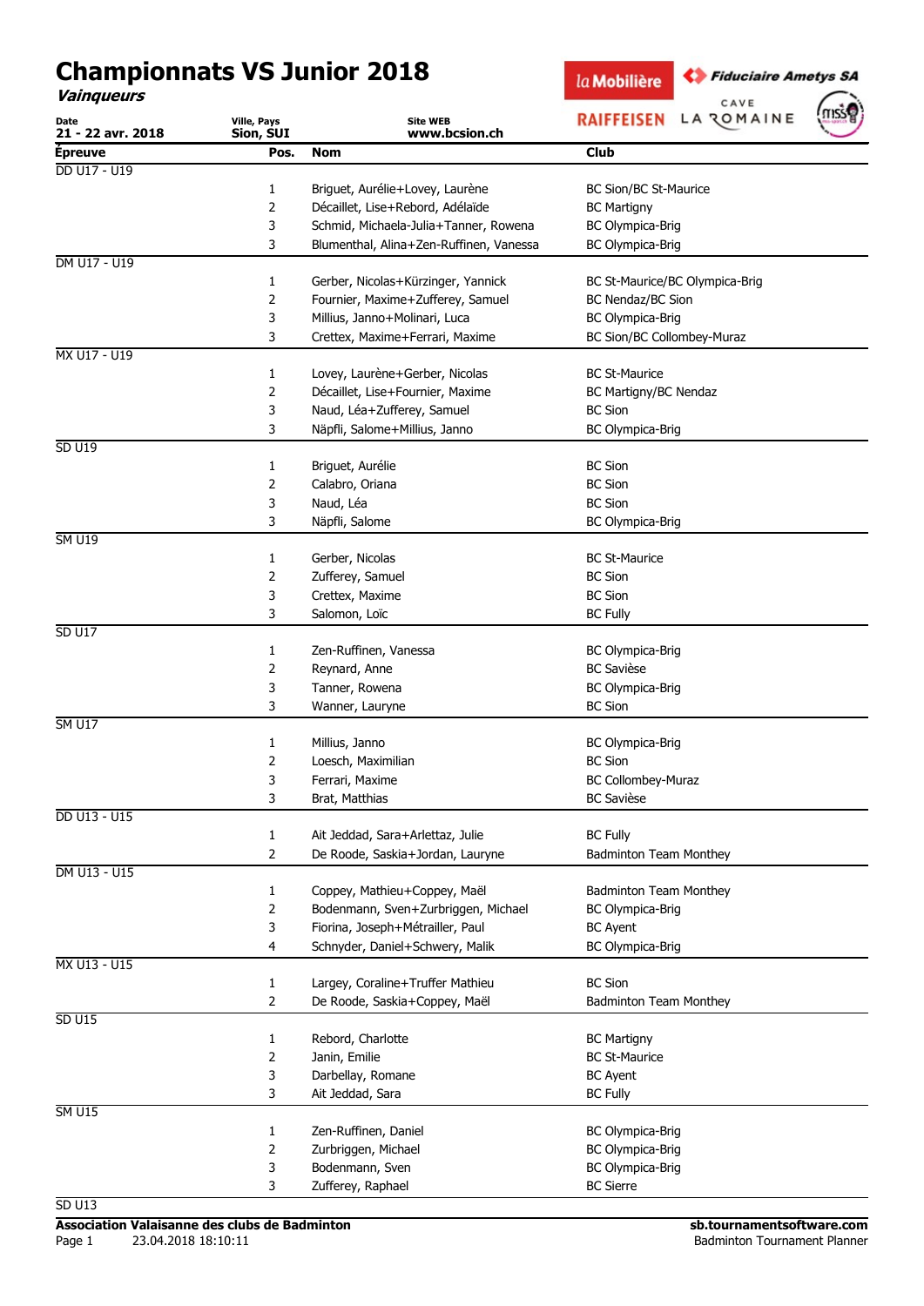# Championnats VS Junior 2018

***Vainqueurs***

| Date | Ville, Pays | Site WEB |
|---|---|---|
| **21 - 22 avr. 2018** | **Sion, SUI** | **www.bcsion.ch** |

| Épreuve | Pos. | Nom | Club |
|---|---|---|---|
| DD U17 - U19 | | | |
| | 1 | Briguet, Aurélie+Lovey, Laurène | BC Sion/BC St-Maurice |
| | 2 | Décaillet, Lise+Rebord, Adélaïde | BC Martigny |
| | 3 | Schmid, Michaela-Julia+Tanner, Rowena | BC Olympica-Brig |
| | 3 | Blumenthal, Alina+Zen-Ruffinen, Vanessa | BC Olympica-Brig |
| DM U17 - U19 | | | |
| | 1 | Gerber, Nicolas+Kürzinger, Yannick | BC St-Maurice/BC Olympica-Brig |
| | 2 | Fournier, Maxime+Zufferey, Samuel | BC Nendaz/BC Sion |
| | 3 | Millius, Janno+Molinari, Luca | BC Olympica-Brig |
| | 3 | Crettex, Maxime+Ferrari, Maxime | BC Sion/BC Collombey-Muraz |
| MX U17 - U19 | | | |
| | 1 | Lovey, Laurène+Gerber, Nicolas | BC St-Maurice |
| | 2 | Décaillet, Lise+Fournier, Maxime | BC Martigny/BC Nendaz |
| | 3 | Naud, Léa+Zufferey, Samuel | BC Sion |
| | 3 | Näpfli, Salome+Millius, Janno | BC Olympica-Brig |
| SD U19 | | | |
| | 1 | Briguet, Aurélie | BC Sion |
| | 2 | Calabro, Oriana | BC Sion |
| | 3 | Naud, Léa | BC Sion |
| | 3 | Näpfli, Salome | BC Olympica-Brig |
| SM U19 | | | |
| | 1 | Gerber, Nicolas | BC St-Maurice |
| | 2 | Zufferey, Samuel | BC Sion |
| | 3 | Crettex, Maxime | BC Sion |
| | 3 | Salomon, Loïc | BC Fully |
| SD U17 | | | |
| | 1 | Zen-Ruffinen, Vanessa | BC Olympica-Brig |
| | 2 | Reynard, Anne | BC Savièse |
| | 3 | Tanner, Rowena | BC Olympica-Brig |
| | 3 | Wanner, Lauryne | BC Sion |
| SM U17 | | | |
| | 1 | Millius, Janno | BC Olympica-Brig |
| | 2 | Loesch, Maximilian | BC Sion |
| | 3 | Ferrari, Maxime | BC Collombey-Muraz |
| | 3 | Brat, Matthias | BC Savièse |
| DD U13 - U15 | | | |
| | 1 | Ait Jeddad, Sara+Arlettaz, Julie | BC Fully |
| | 2 | De Roode, Saskia+Jordan, Lauryne | Badminton Team Monthey |
| DM U13 - U15 | | | |
| | 1 | Coppey, Mathieu+Coppey, Maël | Badminton Team Monthey |
| | 2 | Bodenmann, Sven+Zurbriggen, Michael | BC Olympica-Brig |
| | 3 | Fiorina, Joseph+Métrailler, Paul | BC Ayent |
| | 4 | Schnyder, Daniel+Schwery, Malik | BC Olympica-Brig |
| MX U13 - U15 | | | |
| | 1 | Largey, Coraline+Truffer Mathieu | BC Sion |
| | 2 | De Roode, Saskia+Coppey, Maël | Badminton Team Monthey |
| SD U15 | | | |
| | 1 | Rebord, Charlotte | BC Martigny |
| | 2 | Janin, Emilie | BC St-Maurice |
| | 3 | Darbellay, Romane | BC Ayent |
| | 3 | Ait Jeddad, Sara | BC Fully |
| SM U15 | | | |
| | 1 | Zen-Ruffinen, Daniel | BC Olympica-Brig |
| | 2 | Zurbriggen, Michael | BC Olympica-Brig |
| | 3 | Bodenmann, Sven | BC Olympica-Brig |
| | 3 | Zufferey, Raphael | BC Sierre |
| SD U13 | | | |

**Association Valaisanne des clubs de Badminton**

23.04.2018 18:10:11

**sb.tournamentsoftware.com**

Badminton Tournament Planner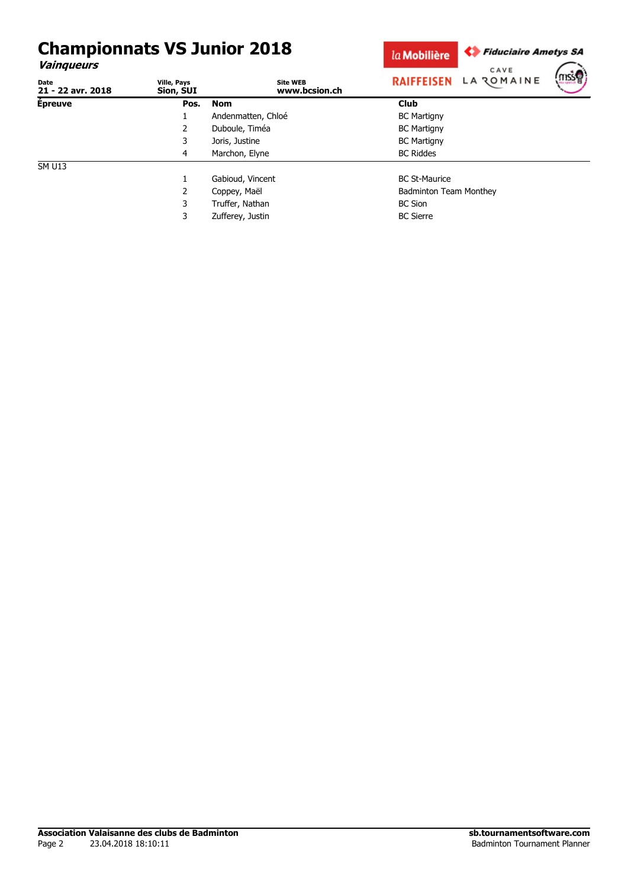# Championnats VS Junior 2018

***Vainqueurs***

| Date | Ville, Pays | Site WEB |
|---|---|---|
| **21 - 22 avr. 2018** | **Sion, SUI** | **www.bcsion.ch** |

| Épreuve | Pos. | Nom | Club |
|---|---|---|---|
| | 1 | Andenmatten, Chloé | BC Martigny |
| | 2 | Duboule, Timéa | BC Martigny |
| | 3 | Joris, Justine | BC Martigny |
| | 4 | Marchon, Elyne | BC Riddes |
| SM U13 | | | |
| | 1 | Gabioud, Vincent | BC St-Maurice |
| | 2 | Coppey, Maël | Badminton Team Monthey |
| | 3 | Truffer, Nathan | BC Sion |
| | 3 | Zufferey, Justin | BC Sierre |

**Association Valaisanne des clubs de Badminton**
23.04.2018 18:10:11

**sb.tournamentsoftware.com**
Badminton Tournament Planner